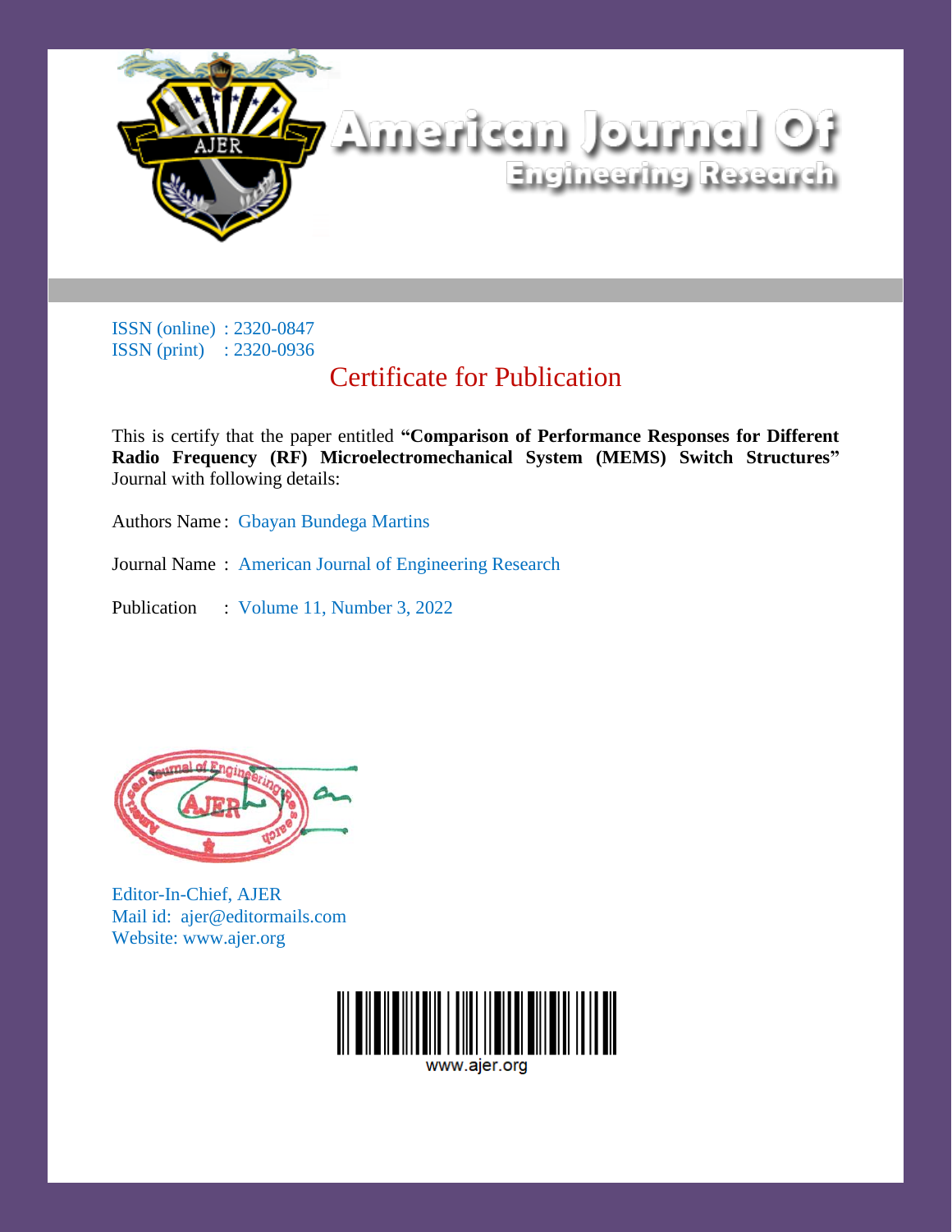# American Journal Of Engineering Research

ISSN (online) : 2320-0847
ISSN (print) : 2320-0936

## Certificate for Publication

This is certify that the paper entitled **"Comparison of Performance Responses for Different Radio Frequency (RF) Microelectromechanical System (MEMS) Switch Structures"** Journal with following details:

Authors Name : Gbayan Bundega Martins

Journal Name : American Journal of Engineering Research

Publication : Volume 11, Number 3, 2022

Editor-In-Chief, AJER
Mail id: ajer@editormails.com
Website: www.ajer.org

www.ajer.org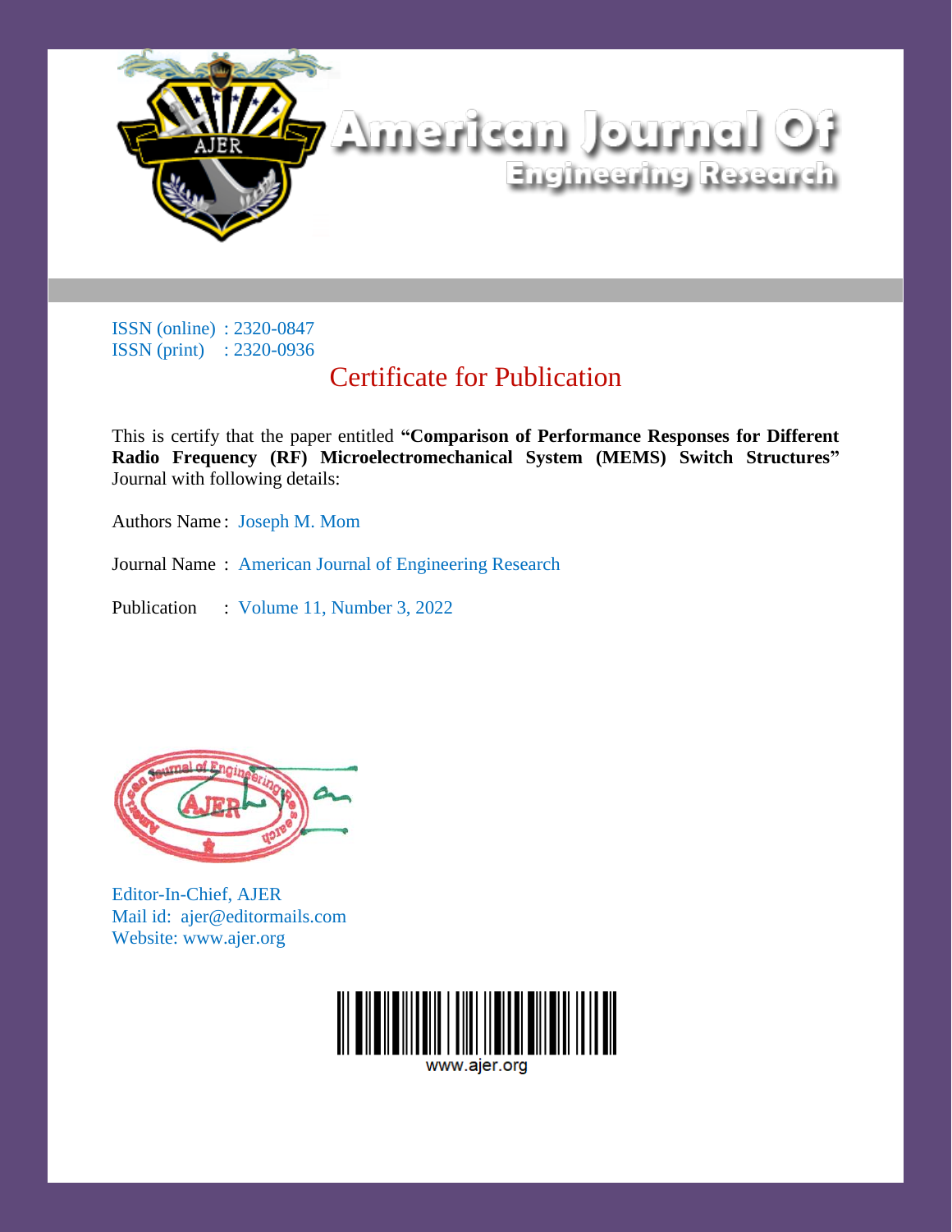# American Journal Of Engineering Research

ISSN (online) : 2320-0847
ISSN (print) : 2320-0936

## Certificate for Publication

This is certify that the paper entitled **"Comparison of Performance Responses for Different Radio Frequency (RF) Microelectromechanical System (MEMS) Switch Structures"** Journal with following details:

Authors Name : Joseph M. Mom

Journal Name : American Journal of Engineering Research

Publication : Volume 11, Number 3, 2022

Editor-In-Chief, AJER
Mail id: ajer@editormails.com
Website: www.ajer.org

www.ajer.org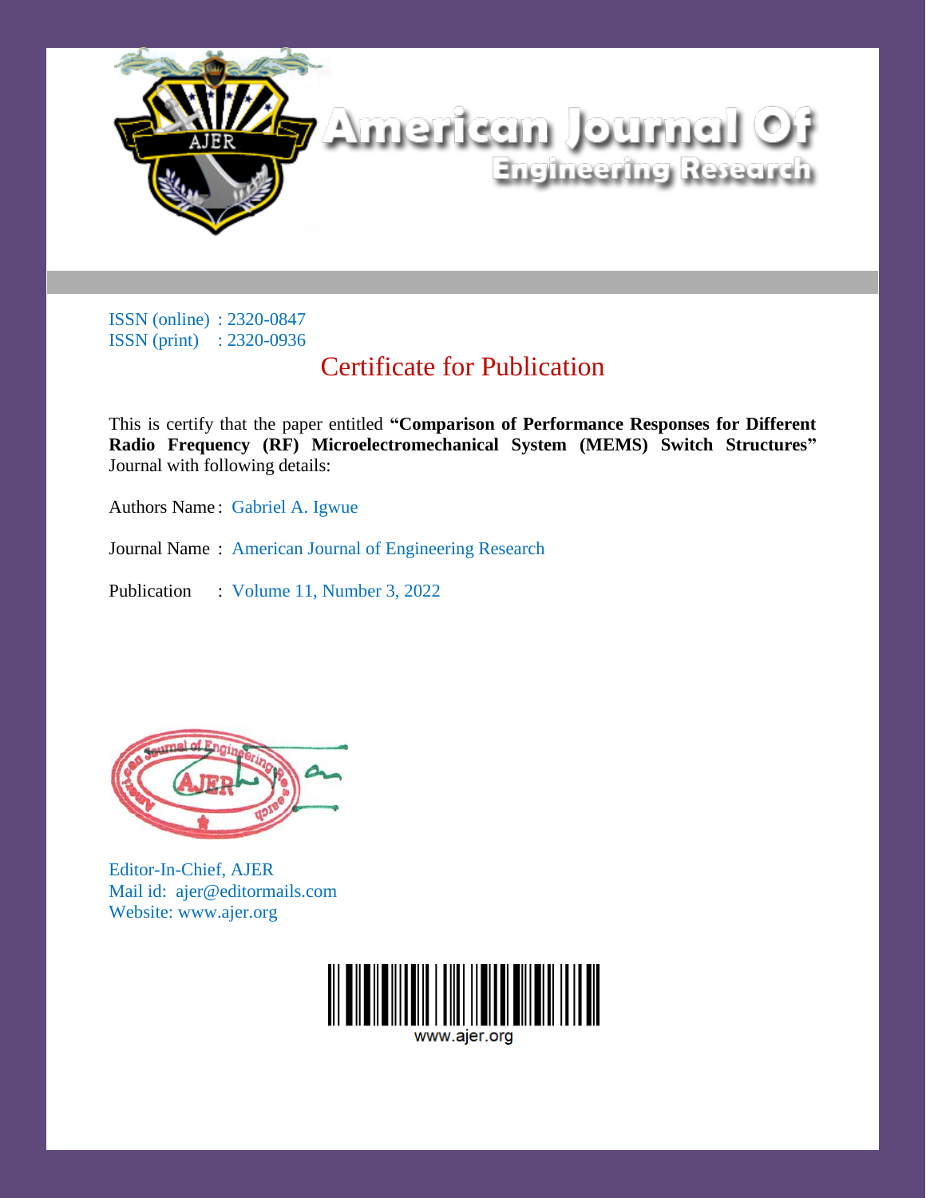# American Journal Of Engineering Research

ISSN (online) : 2320-0847
ISSN (print) : 2320-0936

## Certificate for Publication

This is certify that the paper entitled **"Comparison of Performance Responses for Different Radio Frequency (RF) Microelectromechanical System (MEMS) Switch Structures"** Journal with following details:

Authors Name : Gabriel A. Igwue

Journal Name : American Journal of Engineering Research

Publication : Volume 11, Number 3, 2022

Editor-In-Chief, AJER
Mail id: ajer@editormails.com
Website: www.ajer.org

www.ajer.org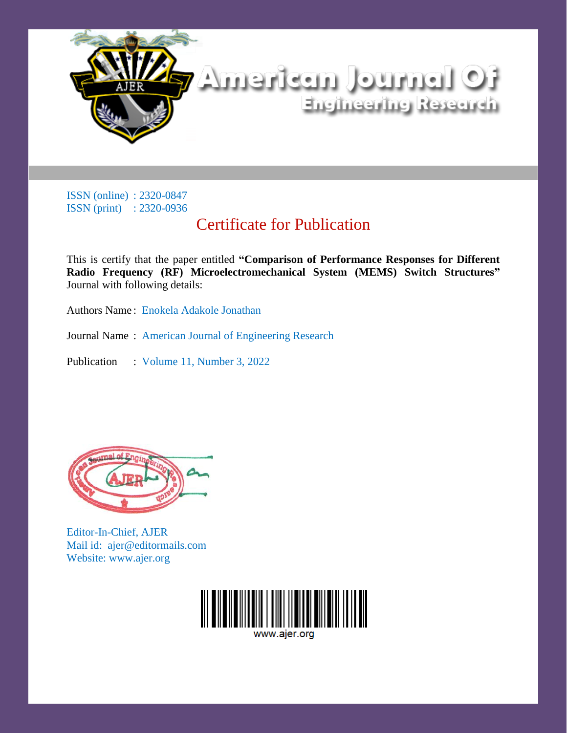# American Journal Of Engineering Research

ISSN (online) : 2320-0847
ISSN (print) : 2320-0936

## Certificate for Publication

This is certify that the paper entitled **"Comparison of Performance Responses for Different Radio Frequency (RF) Microelectromechanical System (MEMS) Switch Structures"** Journal with following details:

Authors Name : Enokela Adakole Jonathan

Journal Name : American Journal of Engineering Research

Publication : Volume 11, Number 3, 2022

Editor-In-Chief, AJER
Mail id: ajer@editormails.com
Website: www.ajer.org

www.ajer.org